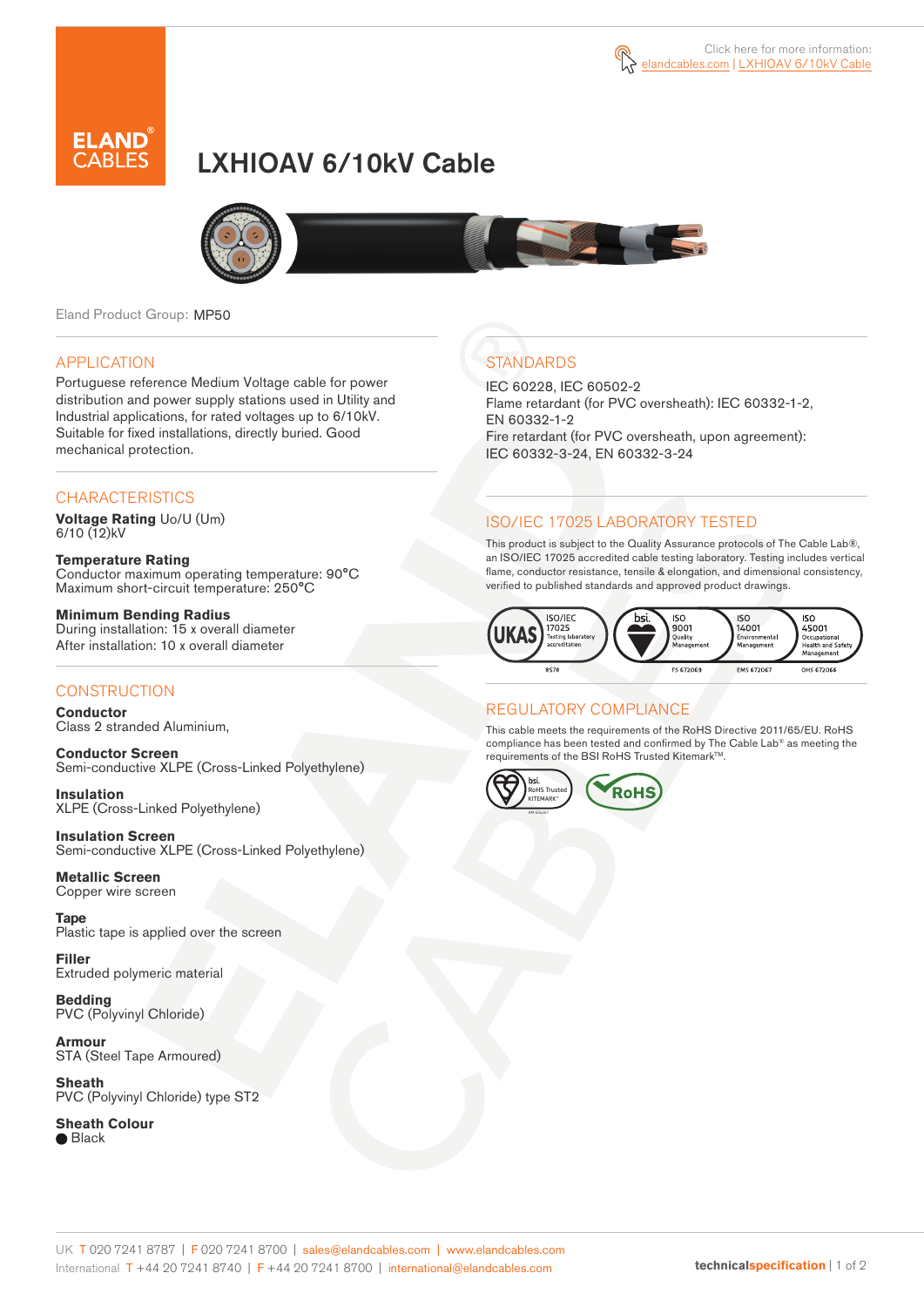Click here for more information: elandcables.com | LXHIOAV 6/10kV Cable

# LXHIOAV 6/10kV Cable

Eland Product Group: MP50

## APPLICATION

Portuguese reference Medium Voltage cable for power distribution and power supply stations used in Utility and Industrial applications, for rated voltages up to 6/10kV. Suitable for fixed installations, directly buried. Good mechanical protection.

## CHARACTERISTICS

**Voltage Rating** Uo/U (Um)
6/10 (12)kV

**Temperature Rating**
Conductor maximum operating temperature: 90°C
Maximum short-circuit temperature: 250°C

**Minimum Bending Radius**
During installation: 15 x overall diameter
After installation: 10 x overall diameter

## CONSTRUCTION

**Conductor**
Class 2 stranded Aluminium,

**Conductor Screen**
Semi-conductive XLPE (Cross-Linked Polyethylene)

**Insulation**
XLPE (Cross-Linked Polyethylene)

**Insulation Screen**
Semi-conductive XLPE (Cross-Linked Polyethylene)

**Metallic Screen**
Copper wire screen

**Tape**
Plastic tape is applied over the screen

**Filler**
Extruded polymeric material

**Bedding**
PVC (Polyvinyl Chloride)

**Armour**
STA (Steel Tape Armoured)

**Sheath**
PVC (Polyvinyl Chloride) type ST2

**Sheath Colour**
● Black

## STANDARDS

IEC 60228, IEC 60502-2
Flame retardant (for PVC oversheath): IEC 60332-1-2, EN 60332-1-2
Fire retardant (for PVC oversheath, upon agreement): IEC 60332-3-24, EN 60332-3-24

## ISO/IEC 17025 LABORATORY TESTED

This product is subject to the Quality Assurance protocols of The Cable Lab®, an ISO/IEC 17025 accredited cable testing laboratory. Testing includes vertical flame, conductor resistance, tensile & elongation, and dimensional consistency, verified to published standards and approved product drawings.

UKAS ISO/IEC 17025 Testing laboratory accreditation 8578 | bsi. ISO 9001 Quality Management FS 672069 | ISO 14001 Environmental Management EMS 672067 | ISO 45001 Occupational Health and Safety Management OHS 672066

## REGULATORY COMPLIANCE

This cable meets the requirements of the RoHS Directive 2011/65/EU. RoHS compliance has been tested and confirmed by The Cable Lab® as meeting the requirements of the BSI RoHS Trusted Kitemark™.

bsi. RoHS Trusted KITEMARK™ | RoHS

UK T 020 7241 8787 | F 020 7241 8700 | sales@elandcables.com | www.elandcables.com
International T +44 20 7241 8740 | F +44 20 7241 8700 | international@elandcables.com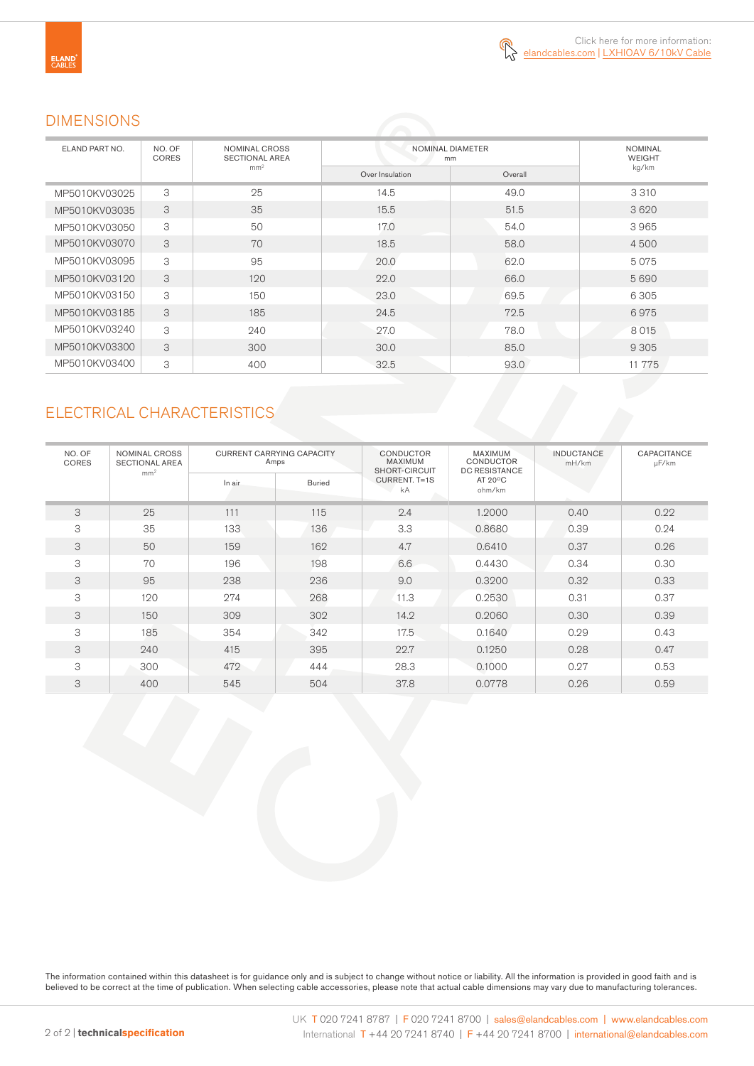Click here for more information:
elandcables.com | LXHIOAV 6/10kV Cable

## DIMENSIONS

| ELAND PART NO. | NO. OF CORES | NOMINAL CROSS SECTIONAL AREA mm² | NOMINAL DIAMETER mm | | NOMINAL WEIGHT kg/km |
|---|---|---|---|---|---|
| | | | Over Insulation | Overall | |
| MP5010KV03025 | 3 | 25 | 14.5 | 49.0 | 3 310 |
| MP5010KV03035 | 3 | 35 | 15.5 | 51.5 | 3 620 |
| MP5010KV03050 | 3 | 50 | 17.0 | 54.0 | 3 965 |
| MP5010KV03070 | 3 | 70 | 18.5 | 58.0 | 4 500 |
| MP5010KV03095 | 3 | 95 | 20.0 | 62.0 | 5 075 |
| MP5010KV03120 | 3 | 120 | 22.0 | 66.0 | 5 690 |
| MP5010KV03150 | 3 | 150 | 23.0 | 69.5 | 6 305 |
| MP5010KV03185 | 3 | 185 | 24.5 | 72.5 | 6 975 |
| MP5010KV03240 | 3 | 240 | 27.0 | 78.0 | 8 015 |
| MP5010KV03300 | 3 | 300 | 30.0 | 85.0 | 9 305 |
| MP5010KV03400 | 3 | 400 | 32.5 | 93.0 | 11 775 |

## ELECTRICAL CHARACTERISTICS

| NO. OF CORES | NOMINAL CROSS SECTIONAL AREA mm² | CURRENT CARRYING CAPACITY Amps | | CONDUCTOR MAXIMUM SHORT-CIRCUIT CURRENT. T=1S kA | MAXIMUM CONDUCTOR DC RESISTANCE AT 20ºC ohm/km | INDUCTANCE mH/km | CAPACITANCE µF/km |
|---|---|---|---|---|---|---|---|
| | | In air | Buried | | | | |
| 3 | 25 | 111 | 115 | 2.4 | 1.2000 | 0.40 | 0.22 |
| 3 | 35 | 133 | 136 | 3.3 | 0.8680 | 0.39 | 0.24 |
| 3 | 50 | 159 | 162 | 4.7 | 0.6410 | 0.37 | 0.26 |
| 3 | 70 | 196 | 198 | 6.6 | 0.4430 | 0.34 | 0.30 |
| 3 | 95 | 238 | 236 | 9.0 | 0.3200 | 0.32 | 0.33 |
| 3 | 120 | 274 | 268 | 11.3 | 0.2530 | 0.31 | 0.37 |
| 3 | 150 | 309 | 302 | 14.2 | 0.2060 | 0.30 | 0.39 |
| 3 | 185 | 354 | 342 | 17.5 | 0.1640 | 0.29 | 0.43 |
| 3 | 240 | 415 | 395 | 22.7 | 0.1250 | 0.28 | 0.47 |
| 3 | 300 | 472 | 444 | 28.3 | 0.1000 | 0.27 | 0.53 |
| 3 | 400 | 545 | 504 | 37.8 | 0.0778 | 0.26 | 0.59 |

The information contained within this datasheet is for guidance only and is subject to change without notice or liability. All the information is provided in good faith and is believed to be correct at the time of publication. When selecting cable accessories, please note that actual cable dimensions may vary due to manufacturing tolerances.

UK T 020 7241 8787 | F 020 7241 8700 | sales@elandcables.com | www.elandcables.com
International T +44 20 7241 8740 | F +44 20 7241 8700 | international@elandcables.com